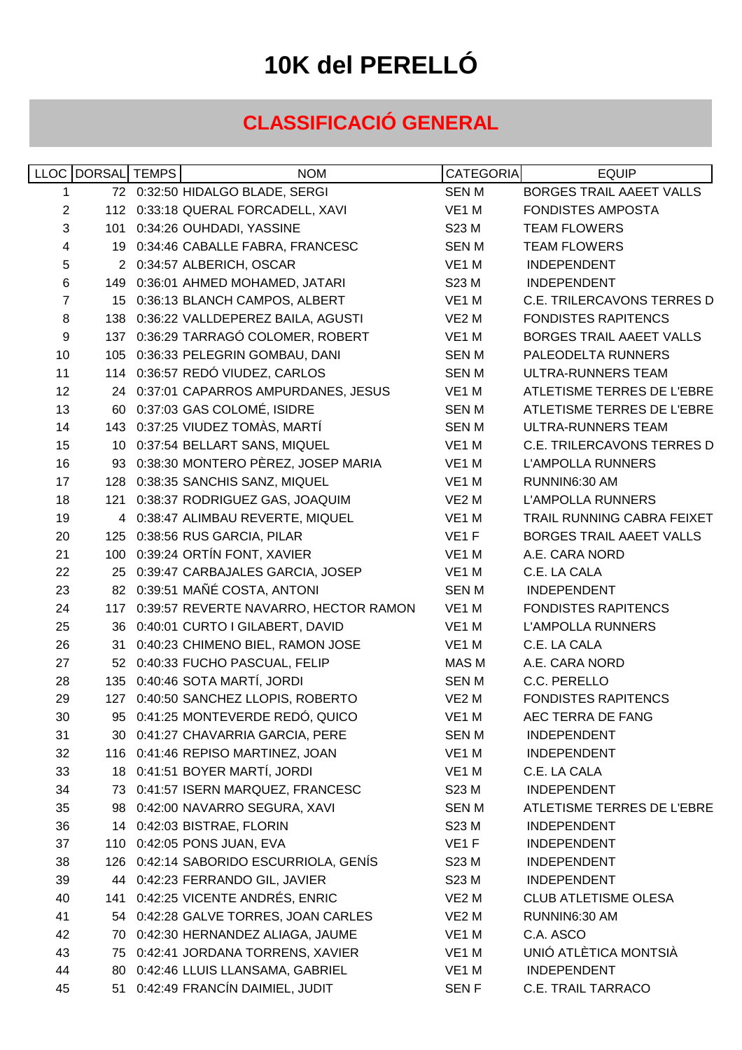# 10K del PERELLÓ

## CLASSIFICACIÓ GENERAL

| LLOC | DORSAL | TEMPS | NOM | CATEGORIA | EQUIP |
|---|---|---|---|---|---|
| 1 | 72 | 0:32:50 | HIDALGO BLADE, SERGI | SEN M | BORGES TRAIL AAEET VALLS |
| 2 | 112 | 0:33:18 | QUERAL FORCADELL, XAVI | VE1 M | FONDISTES AMPOSTA |
| 3 | 101 | 0:34:26 | OUHDADI, YASSINE | S23 M | TEAM FLOWERS |
| 4 | 19 | 0:34:46 | CABALLE FABRA, FRANCESC | SEN M | TEAM FLOWERS |
| 5 | 2 | 0:34:57 | ALBERICH, OSCAR | VE1 M | INDEPENDENT |
| 6 | 149 | 0:36:01 | AHMED MOHAMED, JATARI | S23 M | INDEPENDENT |
| 7 | 15 | 0:36:13 | BLANCH CAMPOS, ALBERT | VE1 M | C.E. TRILERCAVONS TERRES D |
| 8 | 138 | 0:36:22 | VALLDEPEREZ BAILA, AGUSTI | VE2 M | FONDISTES RAPITENCS |
| 9 | 137 | 0:36:29 | TARRAGÓ COLOMER, ROBERT | VE1 M | BORGES TRAIL AAEET VALLS |
| 10 | 105 | 0:36:33 | PELEGRIN GOMBAU, DANI | SEN M | PALEODELTA RUNNERS |
| 11 | 114 | 0:36:57 | REDÓ VIUDEZ, CARLOS | SEN M | ULTRA-RUNNERS TEAM |
| 12 | 24 | 0:37:01 | CAPARROS AMPURDANES, JESUS | VE1 M | ATLETISME TERRES DE L'EBRE |
| 13 | 60 | 0:37:03 | GAS COLOMÉ, ISIDRE | SEN M | ATLETISME TERRES DE L'EBRE |
| 14 | 143 | 0:37:25 | VIUDEZ TOMÀS, MARTÍ | SEN M | ULTRA-RUNNERS TEAM |
| 15 | 10 | 0:37:54 | BELLART SANS, MIQUEL | VE1 M | C.E. TRILERCAVONS TERRES D |
| 16 | 93 | 0:38:30 | MONTERO PÈREZ, JOSEP MARIA | VE1 M | L'AMPOLLA RUNNERS |
| 17 | 128 | 0:38:35 | SANCHIS SANZ, MIQUEL | VE1 M | RUNNIN6:30 AM |
| 18 | 121 | 0:38:37 | RODRIGUEZ GAS, JOAQUIM | VE2 M | L'AMPOLLA RUNNERS |
| 19 | 4 | 0:38:47 | ALIMBAU REVERTE, MIQUEL | VE1 M | TRAIL RUNNING CABRA FEIXET |
| 20 | 125 | 0:38:56 | RUS GARCIA, PILAR | VE1 F | BORGES TRAIL AAEET VALLS |
| 21 | 100 | 0:39:24 | ORTÍN FONT, XAVIER | VE1 M | A.E. CARA NORD |
| 22 | 25 | 0:39:47 | CARBAJALES GARCIA, JOSEP | VE1 M | C.E. LA CALA |
| 23 | 82 | 0:39:51 | MAÑÉ COSTA, ANTONI | SEN M | INDEPENDENT |
| 24 | 117 | 0:39:57 | REVERTE NAVARRO, HECTOR RAMON | VE1 M | FONDISTES RAPITENCS |
| 25 | 36 | 0:40:01 | CURTO I GILABERT, DAVID | VE1 M | L'AMPOLLA RUNNERS |
| 26 | 31 | 0:40:23 | CHIMENO BIEL, RAMON JOSE | VE1 M | C.E. LA CALA |
| 27 | 52 | 0:40:33 | FUCHO PASCUAL, FELIP | MAS M | A.E. CARA NORD |
| 28 | 135 | 0:40:46 | SOTA MARTÍ, JORDI | SEN M | C.C. PERELLO |
| 29 | 127 | 0:40:50 | SANCHEZ LLOPIS, ROBERTO | VE2 M | FONDISTES RAPITENCS |
| 30 | 95 | 0:41:25 | MONTEVERDE REDÓ, QUICO | VE1 M | AEC TERRA DE FANG |
| 31 | 30 | 0:41:27 | CHAVARRIA GARCIA, PERE | SEN M | INDEPENDENT |
| 32 | 116 | 0:41:46 | REPISO MARTINEZ, JOAN | VE1 M | INDEPENDENT |
| 33 | 18 | 0:41:51 | BOYER MARTÍ, JORDI | VE1 M | C.E. LA CALA |
| 34 | 73 | 0:41:57 | ISERN MARQUEZ, FRANCESC | S23 M | INDEPENDENT |
| 35 | 98 | 0:42:00 | NAVARRO SEGURA, XAVI | SEN M | ATLETISME TERRES DE L'EBRE |
| 36 | 14 | 0:42:03 | BISTRAE, FLORIN | S23 M | INDEPENDENT |
| 37 | 110 | 0:42:05 | PONS JUAN, EVA | VE1 F | INDEPENDENT |
| 38 | 126 | 0:42:14 | SABORIDO ESCURRIOLA, GENÍS | S23 M | INDEPENDENT |
| 39 | 44 | 0:42:23 | FERRANDO GIL, JAVIER | S23 M | INDEPENDENT |
| 40 | 141 | 0:42:25 | VICENTE ANDRÉS, ENRIC | VE2 M | CLUB ATLETISME OLESA |
| 41 | 54 | 0:42:28 | GALVE TORRES, JOAN CARLES | VE2 M | RUNNIN6:30 AM |
| 42 | 70 | 0:42:30 | HERNANDEZ ALIAGA, JAUME | VE1 M | C.A. ASCO |
| 43 | 75 | 0:42:41 | JORDANA TORRENS, XAVIER | VE1 M | UNIÓ ATLÈTICA MONTSIÀ |
| 44 | 80 | 0:42:46 | LLUIS LLANSAMA, GABRIEL | VE1 M | INDEPENDENT |
| 45 | 51 | 0:42:49 | FRANCÍN DAIMIEL, JUDIT | SEN F | C.E. TRAIL TARRACO |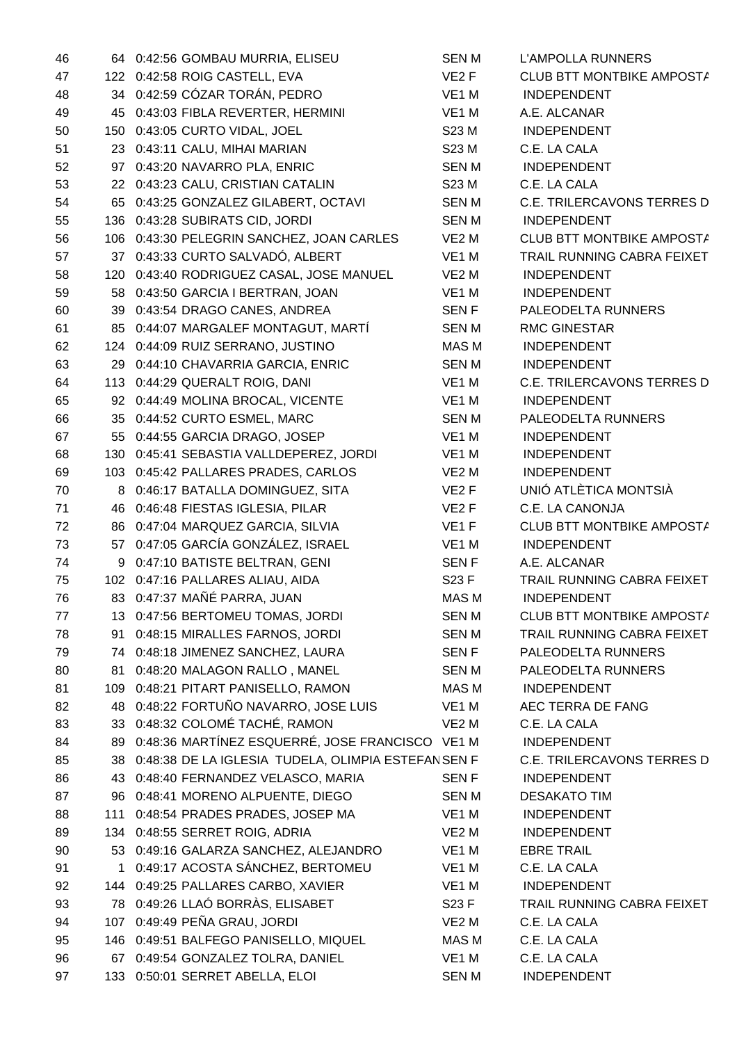| | | | | | |
|---|---|---|---|---|---|
| 46 | 64 | 0:42:56 | GOMBAU MURRIA, ELISEU | SEN M | L'AMPOLLA RUNNERS |
| 47 | 122 | 0:42:58 | ROIG CASTELL, EVA | VE2 F | CLUB BTT MONTBIKE AMPOSTA |
| 48 | 34 | 0:42:59 | CÓZAR TORÁN, PEDRO | VE1 M | INDEPENDENT |
| 49 | 45 | 0:43:03 | FIBLA REVERTER, HERMINI | VE1 M | A.E. ALCANAR |
| 50 | 150 | 0:43:05 | CURTO VIDAL, JOEL | S23 M | INDEPENDENT |
| 51 | 23 | 0:43:11 | CALU, MIHAI MARIAN | S23 M | C.E. LA CALA |
| 52 | 97 | 0:43:20 | NAVARRO PLA, ENRIC | SEN M | INDEPENDENT |
| 53 | 22 | 0:43:23 | CALU, CRISTIAN CATALIN | S23 M | C.E. LA CALA |
| 54 | 65 | 0:43:25 | GONZALEZ GILABERT, OCTAVI | SEN M | C.E. TRILERCAVONS TERRES D |
| 55 | 136 | 0:43:28 | SUBIRATS CID, JORDI | SEN M | INDEPENDENT |
| 56 | 106 | 0:43:30 | PELEGRIN SANCHEZ, JOAN CARLES | VE2 M | CLUB BTT MONTBIKE AMPOSTA |
| 57 | 37 | 0:43:33 | CURTO SALVADÓ, ALBERT | VE1 M | TRAIL RUNNING CABRA FEIXET |
| 58 | 120 | 0:43:40 | RODRIGUEZ CASAL, JOSE MANUEL | VE2 M | INDEPENDENT |
| 59 | 58 | 0:43:50 | GARCIA I BERTRAN, JOAN | VE1 M | INDEPENDENT |
| 60 | 39 | 0:43:54 | DRAGO CANES, ANDREA | SEN F | PALEODELTA RUNNERS |
| 61 | 85 | 0:44:07 | MARGALEF MONTAGUT, MARTÍ | SEN M | RMC GINESTAR |
| 62 | 124 | 0:44:09 | RUIZ SERRANO, JUSTINO | MAS M | INDEPENDENT |
| 63 | 29 | 0:44:10 | CHAVARRIA GARCIA, ENRIC | SEN M | INDEPENDENT |
| 64 | 113 | 0:44:29 | QUERALT ROIG, DANI | VE1 M | C.E. TRILERCAVONS TERRES D |
| 65 | 92 | 0:44:49 | MOLINA BROCAL, VICENTE | VE1 M | INDEPENDENT |
| 66 | 35 | 0:44:52 | CURTO ESMEL, MARC | SEN M | PALEODELTA RUNNERS |
| 67 | 55 | 0:44:55 | GARCIA DRAGO, JOSEP | VE1 M | INDEPENDENT |
| 68 | 130 | 0:45:41 | SEBASTIA VALLDEPEREZ, JORDI | VE1 M | INDEPENDENT |
| 69 | 103 | 0:45:42 | PALLARES PRADES, CARLOS | VE2 M | INDEPENDENT |
| 70 | 8 | 0:46:17 | BATALLA DOMINGUEZ, SITA | VE2 F | UNIÓ ATLÈTICA MONTSIÀ |
| 71 | 46 | 0:46:48 | FIESTAS IGLESIA, PILAR | VE2 F | C.E. LA CANONJA |
| 72 | 86 | 0:47:04 | MARQUEZ GARCIA, SILVIA | VE1 F | CLUB BTT MONTBIKE AMPOSTA |
| 73 | 57 | 0:47:05 | GARCÍA GONZÁLEZ, ISRAEL | VE1 M | INDEPENDENT |
| 74 | 9 | 0:47:10 | BATISTE BELTRAN, GENI | SEN F | A.E. ALCANAR |
| 75 | 102 | 0:47:16 | PALLARES ALIAU, AIDA | S23 F | TRAIL RUNNING CABRA FEIXET |
| 76 | 83 | 0:47:37 | MAÑÉ PARRA, JUAN | MAS M | INDEPENDENT |
| 77 | 13 | 0:47:56 | BERTOMEU TOMAS, JORDI | SEN M | CLUB BTT MONTBIKE AMPOSTA |
| 78 | 91 | 0:48:15 | MIRALLES FARNOS, JORDI | SEN M | TRAIL RUNNING CABRA FEIXET |
| 79 | 74 | 0:48:18 | JIMENEZ SANCHEZ, LAURA | SEN F | PALEODELTA RUNNERS |
| 80 | 81 | 0:48:20 | MALAGON RALLO , MANEL | SEN M | PALEODELTA RUNNERS |
| 81 | 109 | 0:48:21 | PITART PANISELLO, RAMON | MAS M | INDEPENDENT |
| 82 | 48 | 0:48:22 | FORTUÑO NAVARRO, JOSE LUIS | VE1 M | AEC TERRA DE FANG |
| 83 | 33 | 0:48:32 | COLOMÉ TACHÉ, RAMON | VE2 M | C.E. LA CALA |
| 84 | 89 | 0:48:36 | MARTÍNEZ ESQUERRÉ, JOSE FRANCISCO | VE1 M | INDEPENDENT |
| 85 | 38 | 0:48:38 | DE LA IGLESIA TUDELA, OLIMPIA ESTEFAN | SEN F | C.E. TRILERCAVONS TERRES D |
| 86 | 43 | 0:48:40 | FERNANDEZ VELASCO, MARIA | SEN F | INDEPENDENT |
| 87 | 96 | 0:48:41 | MORENO ALPUENTE, DIEGO | SEN M | DESAKATO TIM |
| 88 | 111 | 0:48:54 | PRADES PRADES, JOSEP MA | VE1 M | INDEPENDENT |
| 89 | 134 | 0:48:55 | SERRET ROIG, ADRIA | VE2 M | INDEPENDENT |
| 90 | 53 | 0:49:16 | GALARZA SANCHEZ, ALEJANDRO | VE1 M | EBRE TRAIL |
| 91 | 1 | 0:49:17 | ACOSTA SÁNCHEZ, BERTOMEU | VE1 M | C.E. LA CALA |
| 92 | 144 | 0:49:25 | PALLARES CARBO, XAVIER | VE1 M | INDEPENDENT |
| 93 | 78 | 0:49:26 | LLAÓ BORRÀS, ELISABET | S23 F | TRAIL RUNNING CABRA FEIXET |
| 94 | 107 | 0:49:49 | PEÑA GRAU, JORDI | VE2 M | C.E. LA CALA |
| 95 | 146 | 0:49:51 | BALFEGO PANISELLO, MIQUEL | MAS M | C.E. LA CALA |
| 96 | 67 | 0:49:54 | GONZALEZ TOLRA, DANIEL | VE1 M | C.E. LA CALA |
| 97 | 133 | 0:50:01 | SERRET ABELLA, ELOI | SEN M | INDEPENDENT |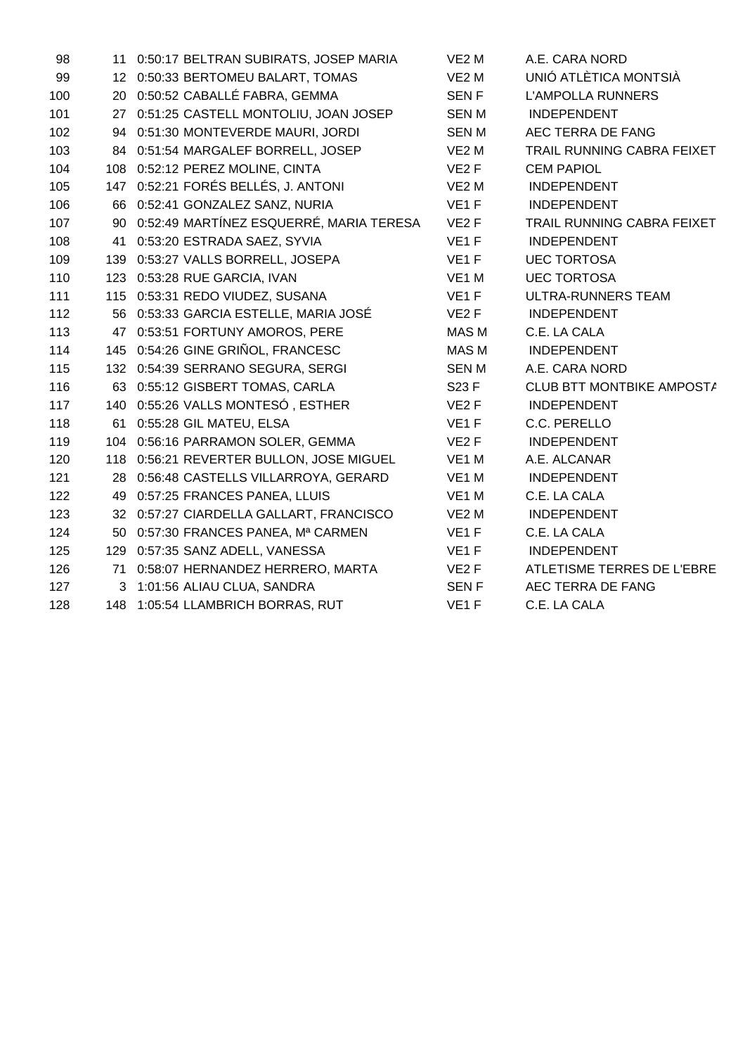| | | | | | |
|---|---|---|---|---|---|
| 98 | 11 | 0:50:17 | BELTRAN SUBIRATS, JOSEP MARIA | VE2 M | A.E. CARA NORD |
| 99 | 12 | 0:50:33 | BERTOMEU BALART, TOMAS | VE2 M | UNIÓ ATLÈTICA MONTSIÀ |
| 100 | 20 | 0:50:52 | CABALLÉ FABRA, GEMMA | SEN F | L'AMPOLLA RUNNERS |
| 101 | 27 | 0:51:25 | CASTELL MONTOLIU, JOAN JOSEP | SEN M | INDEPENDENT |
| 102 | 94 | 0:51:30 | MONTEVERDE MAURI, JORDI | SEN M | AEC TERRA DE FANG |
| 103 | 84 | 0:51:54 | MARGALEF BORRELL, JOSEP | VE2 M | TRAIL RUNNING CABRA FEIXET |
| 104 | 108 | 0:52:12 | PEREZ MOLINE, CINTA | VE2 F | CEM PAPIOL |
| 105 | 147 | 0:52:21 | FORÉS BELLÉS, J. ANTONI | VE2 M | INDEPENDENT |
| 106 | 66 | 0:52:41 | GONZALEZ SANZ, NURIA | VE1 F | INDEPENDENT |
| 107 | 90 | 0:52:49 | MARTÍNEZ ESQUERRÉ, MARIA TERESA | VE2 F | TRAIL RUNNING CABRA FEIXET |
| 108 | 41 | 0:53:20 | ESTRADA SAEZ, SYVIA | VE1 F | INDEPENDENT |
| 109 | 139 | 0:53:27 | VALLS BORRELL, JOSEPA | VE1 F | UEC TORTOSA |
| 110 | 123 | 0:53:28 | RUE GARCIA, IVAN | VE1 M | UEC TORTOSA |
| 111 | 115 | 0:53:31 | REDO VIUDEZ, SUSANA | VE1 F | ULTRA-RUNNERS TEAM |
| 112 | 56 | 0:53:33 | GARCIA ESTELLE, MARIA JOSÉ | VE2 F | INDEPENDENT |
| 113 | 47 | 0:53:51 | FORTUNY AMOROS, PERE | MAS M | C.E. LA CALA |
| 114 | 145 | 0:54:26 | GINE GRIÑOL, FRANCESC | MAS M | INDEPENDENT |
| 115 | 132 | 0:54:39 | SERRANO SEGURA, SERGI | SEN M | A.E. CARA NORD |
| 116 | 63 | 0:55:12 | GISBERT TOMAS, CARLA | S23 F | CLUB BTT MONTBIKE AMPOSTA |
| 117 | 140 | 0:55:26 | VALLS MONTESÓ , ESTHER | VE2 F | INDEPENDENT |
| 118 | 61 | 0:55:28 | GIL MATEU, ELSA | VE1 F | C.C. PERELLO |
| 119 | 104 | 0:56:16 | PARRAMON SOLER, GEMMA | VE2 F | INDEPENDENT |
| 120 | 118 | 0:56:21 | REVERTER BULLON, JOSE MIGUEL | VE1 M | A.E. ALCANAR |
| 121 | 28 | 0:56:48 | CASTELLS VILLARROYA, GERARD | VE1 M | INDEPENDENT |
| 122 | 49 | 0:57:25 | FRANCES PANEA, LLUIS | VE1 M | C.E. LA CALA |
| 123 | 32 | 0:57:27 | CIARDELLA GALLART, FRANCISCO | VE2 M | INDEPENDENT |
| 124 | 50 | 0:57:30 | FRANCES PANEA, Mª CARMEN | VE1 F | C.E. LA CALA |
| 125 | 129 | 0:57:35 | SANZ ADELL, VANESSA | VE1 F | INDEPENDENT |
| 126 | 71 | 0:58:07 | HERNANDEZ HERRERO, MARTA | VE2 F | ATLETISME TERRES DE L'EBRE |
| 127 | 3 | 1:01:56 | ALIAU CLUA, SANDRA | SEN F | AEC TERRA DE FANG |
| 128 | 148 | 1:05:54 | LLAMBRICH BORRAS, RUT | VE1 F | C.E. LA CALA |